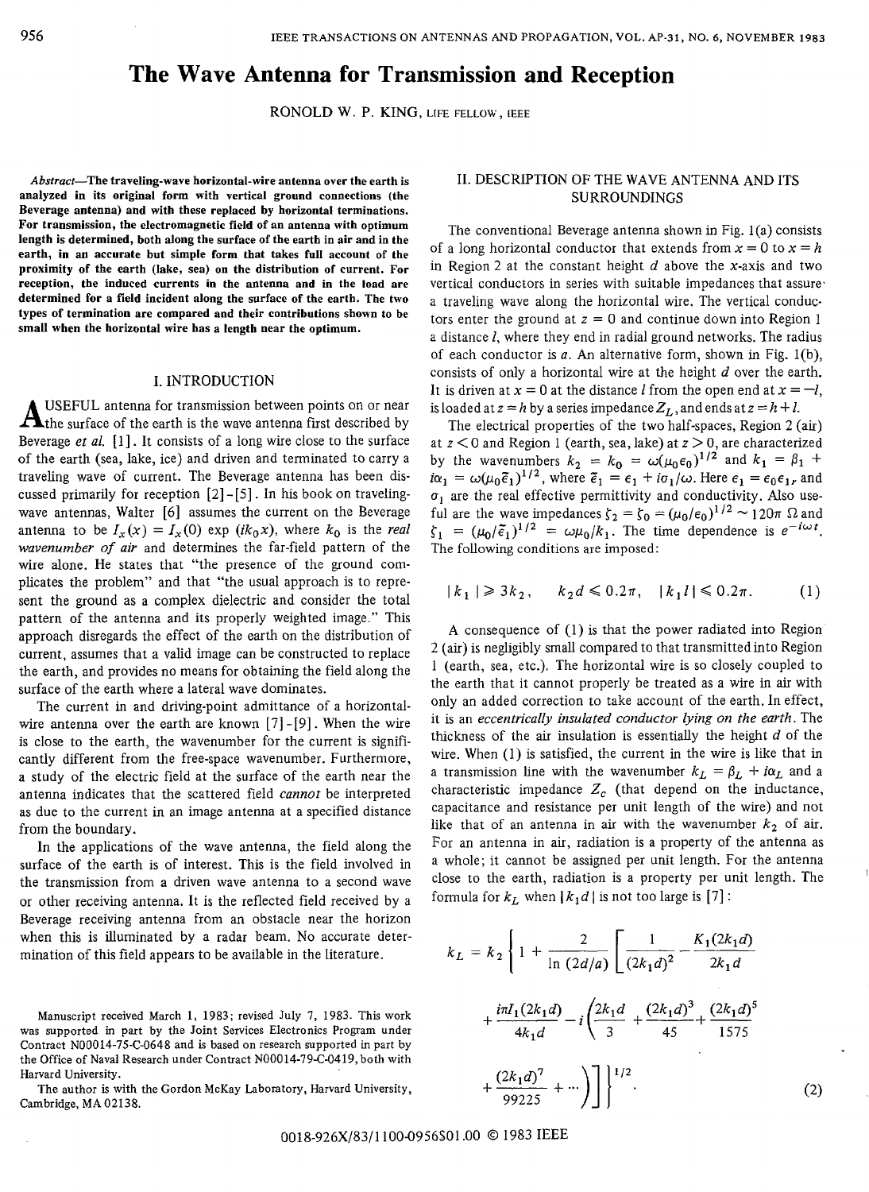# The Wave Antenna for Transmission and Reception

RONOLD W. P. KING, LIFE FELLOW, IEEE

***Abstract*—The traveling-wave horizontal-wire antenna over the earth is analyzed in its original form with vertical ground connections (the Beverage antenna) and with these replaced by horizontal terminations. For transmission, the electromagnetic field of an antenna with optimum length is determined, both along the surface of the earth in air and in the earth, in an accurate but simple form that takes full account of the proximity of the earth (lake, sea) on the distribution of current. For reception, the induced currents in the antenna and in the load are determined for a field incident along the surface of the earth. The two types of termination are compared and their contributions shown to be small when the horizontal wire has a length near the optimum.**

## I. INTRODUCTION

A USEFUL antenna for transmission between points on or near the surface of the earth is the wave antenna first described by Beverage *et al.* [1]. It consists of a long wire close to the surface of the earth (sea, lake, ice) and driven and terminated to carry a traveling wave of current. The Beverage antenna has been discussed primarily for reception [2]-[5]. In his book on traveling-wave antennas, Walter [6] assumes the current on the Beverage antenna to be $I_x(x) = I_x(0) \exp(ik_0 x)$, where $k_0$ is the *real wavenumber of air* and determines the far-field pattern of the wire alone. He states that "the presence of the ground complicates the problem" and that "the usual approach is to represent the ground as a complex dielectric and consider the total pattern of the antenna and its properly weighted image." This approach disregards the effect of the earth on the distribution of current, assumes that a valid image can be constructed to replace the earth, and provides no means for obtaining the field along the surface of the earth where a lateral wave dominates.

The current in and driving-point admittance of a horizontal-wire antenna over the earth are known [7]-[9]. When the wire is close to the earth, the wavenumber for the current is significantly different from the free-space wavenumber. Furthermore, a study of the electric field at the surface of the earth near the antenna indicates that the scattered field *cannot* be interpreted as due to the current in an image antenna at a specified distance from the boundary.

In the applications of the wave antenna, the field along the surface of the earth is of interest. This is the field involved in the transmission from a driven wave antenna to a second wave or other receiving antenna. It is the reflected field received by a Beverage receiving antenna from an obstacle near the horizon when this is illuminated by a radar beam. No accurate determination of this field appears to be available in the literature.

Manuscript received March 1, 1983; revised July 7, 1983. This work was supported in part by the Joint Services Electronics Program under Contract N00014-75-C-0648 and is based on research supported in part by the Office of Naval Research under Contract N00014-79-C-0419, both with Harvard University.

The author is with the Gordon McKay Laboratory, Harvard University, Cambridge, MA 02138.

## II. DESCRIPTION OF THE WAVE ANTENNA AND ITS SURROUNDINGS

The conventional Beverage antenna shown in Fig. 1(a) consists of a long horizontal conductor that extends from $x = 0$ to $x = h$ in Region 2 at the constant height $d$ above the $x$-axis and two vertical conductors in series with suitable impedances that assure a traveling wave along the horizontal wire. The vertical conductors enter the ground at $z = 0$ and continue down into Region 1 a distance $l$, where they end in radial ground networks. The radius of each conductor is $a$. An alternative form, shown in Fig. 1(b), consists of only a horizontal wire at the height $d$ over the earth. It is driven at $x = 0$ at the distance $l$ from the open end at $x = -l$, is loaded at $z = h$ by a series impedance $Z_L$, and ends at $z = h + l$.

The electrical properties of the two half-spaces, Region 2 (air) at $z < 0$ and Region 1 (earth, sea, lake) at $z > 0$, are characterized by the wavenumbers $k_2 = k_0 = \omega(\mu_0\epsilon_0)^{1/2}$ and $k_1 = \beta_1 + i\alpha_1 = \omega(\mu_0\tilde{\epsilon}_1)^{1/2}$, where $\tilde{\epsilon}_1 = \epsilon_1 + i\sigma_1/\omega$. Here $\epsilon_1 = \epsilon_0\epsilon_{1r}$ and $\sigma_1$ are the real effective permittivity and conductivity. Also useful are the wave impedances $\zeta_2 = \zeta_0 = (\mu_0/\epsilon_0)^{1/2} \sim 120\pi\ \Omega$ and $\zeta_1 = (\mu_0/\tilde{\epsilon}_1)^{1/2} = \omega\mu_0/k_1$. The time dependence is $e^{-i\omega t}$. The following conditions are imposed:

$$|k_1| \geqslant 3k_2, \qquad k_2 d \leqslant 0.2\pi, \qquad |k_1 l| \leqslant 0.2\pi. \tag{1}$$

A consequence of (1) is that the power radiated into Region 2 (air) is negligibly small compared to that transmitted into Region 1 (earth, sea, etc.). The horizontal wire is so closely coupled to the earth that it cannot properly be treated as a wire in air with only an added correction to take account of the earth. In effect, it is an *eccentrically insulated conductor lying on the earth*. The thickness of the air insulation is essentially the height $d$ of the wire. When (1) is satisfied, the current in the wire is like that in a transmission line with the wavenumber $k_L = \beta_L + i\alpha_L$ and a characteristic impedance $Z_c$ (that depend on the inductance, capacitance and resistance per unit length of the wire) and not like that of an antenna in air with the wavenumber $k_2$ of air. For an antenna in air, radiation is a property of the antenna as a whole; it cannot be assigned per unit length. For the antenna close to the earth, radiation is a property per unit length. The formula for $k_L$ when $|k_1 d|$ is not too large is [7]:

$$k_L = k_2 \left\{ 1 + \frac{2}{\ln(2d/a)} \left[ \frac{1}{(2k_1 d)^2} - \frac{K_1(2k_1 d)}{2k_1 d} + \frac{i\pi I_1(2k_1 d)}{4k_1 d} - i\left( \frac{2k_1 d}{3} + \frac{(2k_1 d)^3}{45} + \frac{(2k_1 d)^5}{1575} + \frac{(2k_1 d)^7}{99225} + \cdots \right) \right] \right\}^{1/2}. \tag{2}$$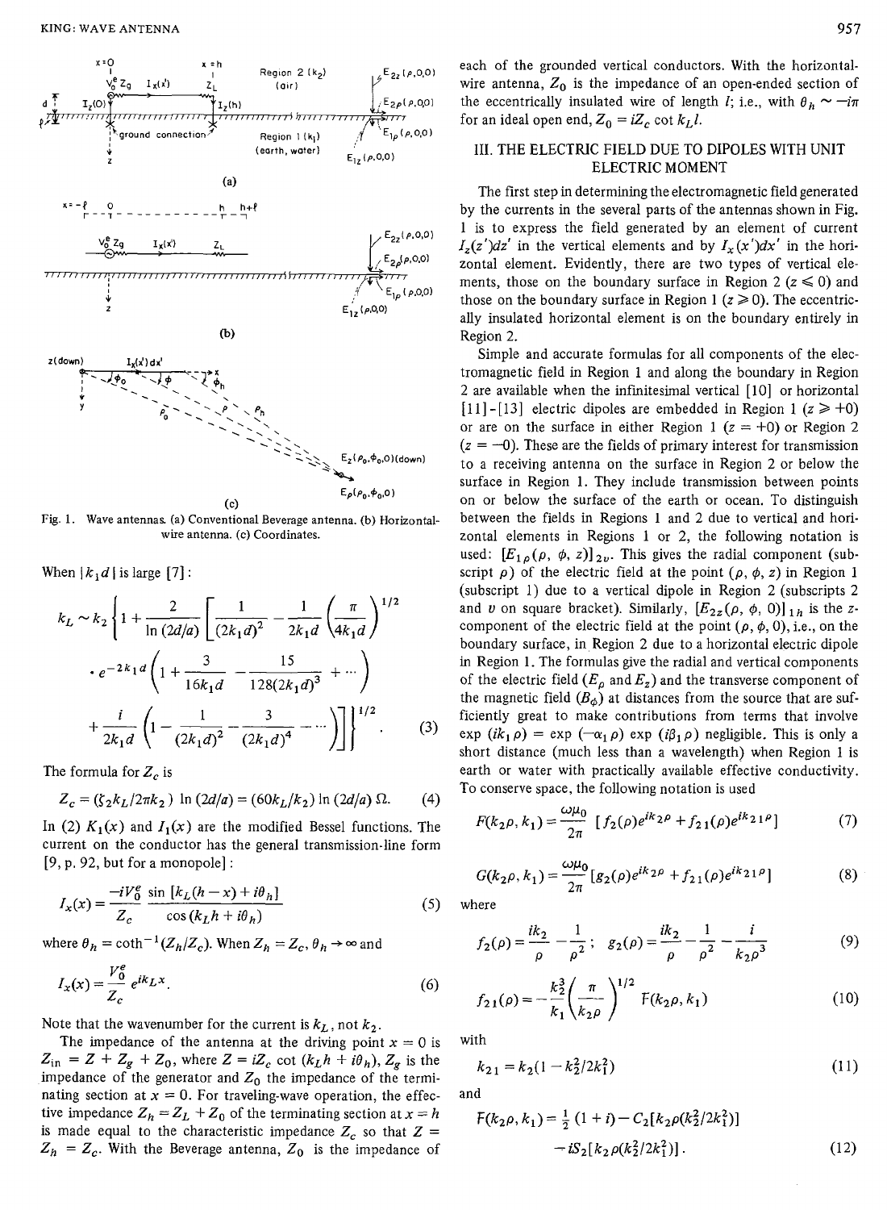Fig. 1. Wave antennas. (a) Conventional Beverage antenna. (b) Horizontal-wire antenna. (c) Coordinates.

When $|k_1 d|$ is large [7]:

$$k_L \sim k_2 \left\{ 1 + \frac{2}{\ln(2d/a)} \left[ \frac{1}{(2k_1 d)^2} - \frac{1}{2k_1 d} \left( \frac{\pi}{4k_1 d} \right)^{1/2} \right. \right.$$
$$\cdot e^{-2k_1 d} \left( 1 + \frac{3}{16 k_1 d} - \frac{15}{128 (2k_1 d)^3} + \cdots \right)$$
$$\left. \left. + \frac{i}{2k_1 d} \left( 1 - \frac{1}{(2k_1 d)^2} - \frac{3}{(2k_1 d)^4} - \cdots \right) \right] \right\}^{1/2}. \quad (3)$$

The formula for $Z_c$ is

$$Z_c = (\zeta_2 k_L / 2\pi k_2) \ln(2d/a) = (60 k_L/k_2) \ln(2d/a)\ \Omega. \quad (4)$$

In (2) $K_1(x)$ and $I_1(x)$ are the modified Bessel functions. The current on the conductor has the general transmission-line form [9, p. 92, but for a monopole]:

$$I_x(x) = \frac{-iV_0^e}{Z_c} \frac{\sin[k_L(h-x) + i\theta_h]}{\cos(k_L h + i\theta_h)} \quad (5)$$

where $\theta_h = \coth^{-1}(Z_h/Z_c)$. When $Z_h = Z_c$, $\theta_h \to \infty$ and

$$I_x(x) = \frac{V_0^e}{Z_c} e^{ik_L x}. \quad (6)$$

Note that the wavenumber for the current is $k_L$, not $k_2$.

The impedance of the antenna at the driving point $x = 0$ is $Z_{in} = Z + Z_g + Z_0$, where $Z = iZ_c \cot(k_L h + i\theta_h)$, $Z_g$ is the impedance of the generator and $Z_0$ the impedance of the terminating section at $x = 0$. For traveling-wave operation, the effective impedance $Z_h = Z_L + Z_0$ of the terminating section at $x = h$ is made equal to the characteristic impedance $Z_c$ so that $Z = Z_h = Z_c$. With the Beverage antenna, $Z_0$ is the impedance of each of the grounded vertical conductors. With the horizontal-wire antenna, $Z_0$ is the impedance of an open-ended section of the eccentrically insulated wire of length $l$; i.e., with $\theta_h \sim -i\pi$ for an ideal open end, $Z_0 = iZ_c \cot k_L l$.

## III. THE ELECTRIC FIELD DUE TO DIPOLES WITH UNIT ELECTRIC MOMENT

The first step in determining the electromagnetic field generated by the currents in the several parts of the antennas shown in Fig. 1 is to express the field generated by an element of current $I_z(z')dz'$ in the vertical elements and by $I_x(x')dx'$ in the horizontal element. Evidently, there are two types of vertical elements, those on the boundary surface in Region 2 ($z \leq 0$) and those on the boundary surface in Region 1 ($z \geq 0$). The eccentrically insulated horizontal element is on the boundary entirely in Region 2.

Simple and accurate formulas for all components of the electromagnetic field in Region 1 and along the boundary in Region 2 are available when the infinitesimal vertical [10] or horizontal [11]-[13] electric dipoles are embedded in Region 1 ($z \geq +0$) or are on the surface in either Region 1 ($z = +0$) or Region 2 ($z = -0$). These are the fields of primary interest for transmission to a receiving antenna on the surface in Region 2 or below the surface in Region 1. They include transmission between points on or below the surface of the earth or ocean. To distinguish between the fields in Regions 1 and 2 due to vertical and horizontal elements in Regions 1 or 2, the following notation is used: $[E_{1\rho}(\rho, \phi, z)]_{2v}$. This gives the radial component (subscript $\rho$) of the electric field at the point $(\rho, \phi, z)$ in Region 1 (subscript 1) due to a vertical dipole in Region 2 (subscripts 2 and $v$ on square bracket). Similarly, $[E_{2z}(\rho, \phi, 0)]_{1h}$ is the $z$-component of the electric field at the point $(\rho, \phi, 0)$, i.e., on the boundary surface, in Region 2 due to a horizontal electric dipole in Region 1. The formulas give the radial and vertical components of the electric field ($E_\rho$ and $E_z$) and the transverse component of the magnetic field ($B_\phi$) at distances from the source that are sufficiently great to make contributions from terms that involve $\exp(ik_1\rho) = \exp(-\alpha_1\rho)\exp(i\beta_1\rho)$ negligible. This is only a short distance (much less than a wavelength) when Region 1 is earth or water with practically available effective conductivity. To conserve space, the following notation is used

$$F(k_2\rho, k_1) = \frac{\omega\mu_0}{2\pi} [f_2(\rho)e^{ik_2\rho} + f_{21}(\rho)e^{ik_{21}\rho}] \quad (7)$$

$$G(k_2\rho, k_1) = \frac{\omega\mu_0}{2\pi} [g_2(\rho)e^{ik_2\rho} + f_{21}(\rho)e^{ik_{21}\rho}] \quad (8)$$

where

$$f_2(\rho) = \frac{ik_2}{\rho} - \frac{1}{\rho^2}; \quad g_2(\rho) = \frac{ik_2}{\rho} - \frac{1}{\rho^2} - \frac{i}{k_2\rho^3} \quad (9)$$

$$f_{21}(\rho) = -\frac{k_2^3}{k_1} \left( \frac{\pi}{k_2\rho} \right)^{1/2} \mathcal{F}(k_2\rho, k_1) \quad (10)$$

with

$$k_{21} = k_2(1 - k_2^2/2k_1^2) \quad (11)$$

and

$$\mathcal{F}(k_2\rho, k_1) = \tfrac{1}{2}(1+i) - C_2[k_2\rho(k_2^2/2k_1^2)] - iS_2[k_2\rho(k_2^2/2k_1^2)]. \quad (12)$$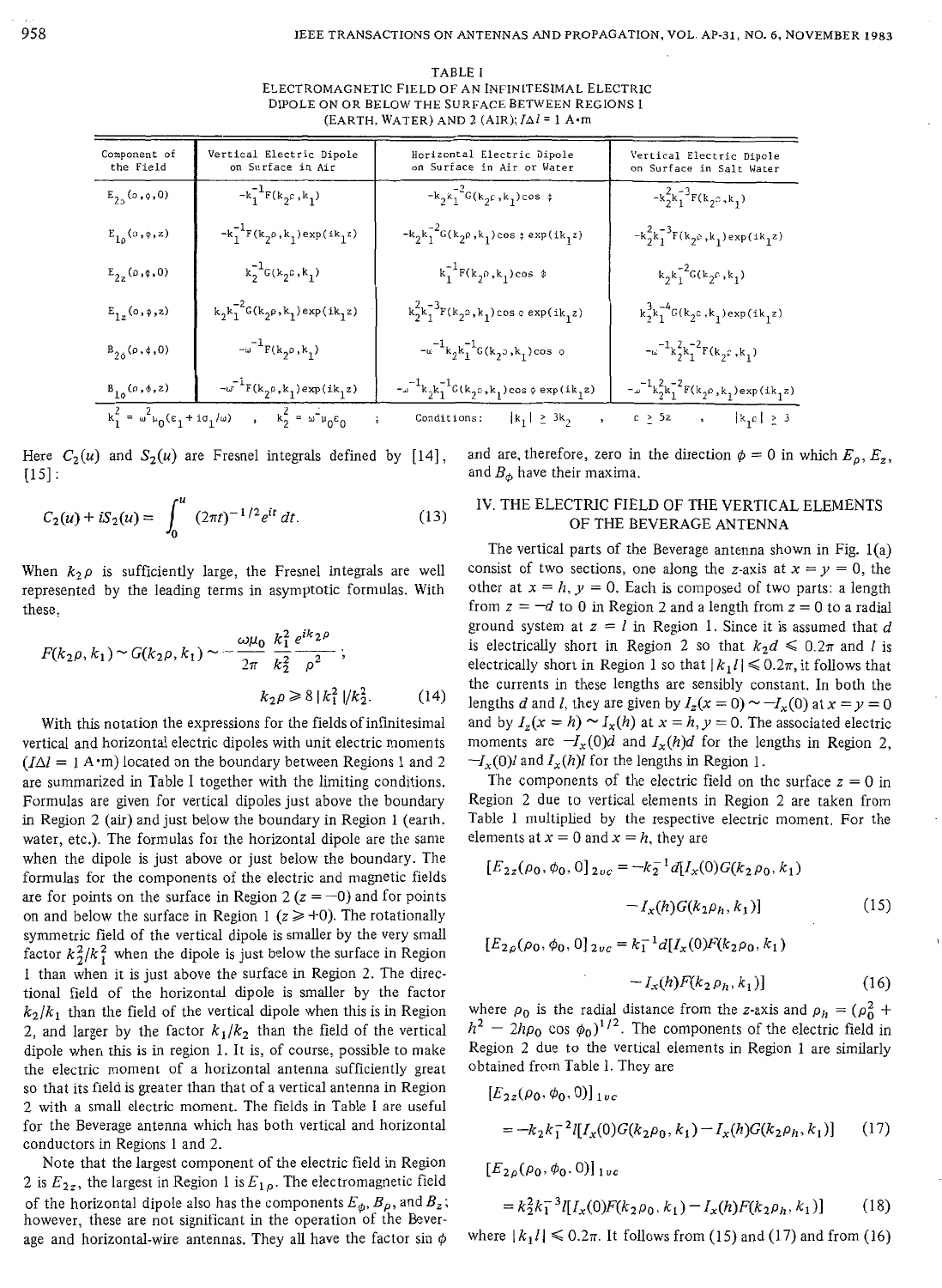TABLE I
ELECTROMAGNETIC FIELD OF AN INFINITESIMAL ELECTRIC DIPOLE ON OR BELOW THE SURFACE BETWEEN REGIONS 1 (EARTH, WATER) AND 2 (AIR); $I\Delta l = 1$ A·m

| Component of the Field | Vertical Electric Dipole on Surface in Air | Horizontal Electric Dipole on Surface in Air or Water | Vertical Electric Dipole on Surface in Salt Water |
|---|---|---|---|
| $E_{2\rho}(\rho,\phi,0)$ | $-k_1^{-1}F(k_2\rho,k_1)$ | $-k_2k_1^{-2}G(k_2\rho,k_1)\cos\phi$ | $-k_2^2k_1^{-3}F(k_2\rho,k_1)$ |
| $E_{1\rho}(\rho,\phi,z)$ | $-k_1^{-1}F(k_2\rho,k_1)\exp(ik_1z)$ | $-k_2k_1^{-2}G(k_2\rho,k_1)\cos\phi\,\exp(ik_1z)$ | $-k_2^2k_1^{-3}F(k_2\rho,k_1)\exp(ik_1z)$ |
| $E_{2z}(\rho,\phi,0)$ | $k_2^{-1}G(k_2\rho,k_1)$ | $k_1^{-1}F(k_2\rho,k_1)\cos\phi$ | $k_2k_1^{-2}G(k_2\rho,k_1)$ |
| $E_{1z}(\rho,\phi,z)$ | $k_2k_1^{-2}G(k_2\rho,k_1)\exp(ik_1z)$ | $k_2^2k_1^{-3}F(k_2\rho,k_1)\cos\phi\,\exp(ik_1z)$ | $k_2^3k_1^{-4}G(k_2\rho,k_1)\exp(ik_1z)$ |
| $B_{2\phi}(\rho,\phi,0)$ | $-\omega^{-1}F(k_2\rho,k_1)$ | $-\omega^{-1}k_2k_1^{-1}G(k_2\rho,k_1)\cos\phi$ | $-\omega^{-1}k_2^2k_1^{-2}F(k_2\rho,k_1)$ |
| $B_{1\phi}(\rho,\phi,z)$ | $-\omega^{-1}F(k_2\rho,k_1)\exp(ik_1z)$ | $-\omega^{-1}k_2k_1^{-1}G(k_2\rho,k_1)\cos\phi\,\exp(ik_1z)$ | $-\omega^{-1}k_2^2k_1^{-2}F(k_2\rho,k_1)\exp(ik_1z)$ |
| $k_1^2 = \omega^2\mu_0(\epsilon_1 + i\sigma_1/\omega)$, $k_2^2 = \omega^2\mu_0\epsilon_0$ ; | Conditions: $|k_1| \geq 3k_2$, $\rho \geq 5z$, $|k_1\rho| \geq 3$ | | |

Here $C_2(u)$ and $S_2(u)$ are Fresnel integrals defined by [14], [15]:

$$C_2(u) + iS_2(u) = \int_0^u (2\pi t)^{-1/2}e^{it}\,dt. \tag{13}$$

When $k_2\rho$ is sufficiently large, the Fresnel integrals are well represented by the leading terms in asymptotic formulas. With these,

$$F(k_2\rho, k_1) \sim G(k_2\rho, k_1) \sim -\frac{\omega\mu_0}{2\pi}\frac{k_1^2}{k_2^2}\frac{e^{ik_2\rho}}{\rho^2};$$

$$k_2\rho \geq 8|k_1^2|/k_2^2. \tag{14}$$

With this notation the expressions for the fields of infinitesimal vertical and horizontal electric dipoles with unit electric moments ($I\Delta l = 1$ A·m) located on the boundary between Regions 1 and 2 are summarized in Table I together with the limiting conditions. Formulas are given for vertical dipoles just above the boundary in Region 2 (air) and just below the boundary in Region 1 (earth, water, etc.). The formulas for the horizontal dipole are the same when the dipole is just above or just below the boundary. The formulas for the components of the electric and magnetic fields are for points on the surface in Region 2 ($z = -0$) and for points on and below the surface in Region 1 ($z \geq +0$). The rotationally symmetric field of the vertical dipole is smaller by the very small factor $k_2^2/k_1^2$ when the dipole is just below the surface in Region 1 than when it is just above the surface in Region 2. The directional field of the horizontal dipole is smaller by the factor $k_2/k_1$ than the field of the vertical dipole when this is in Region 2, and larger by the factor $k_1/k_2$ than the field of the vertical dipole when this is in region 1. It is, of course, possible to make the electric moment of a horizontal antenna sufficiently great so that its field is greater than that of a vertical antenna in Region 2 with a small electric moment. The fields in Table I are useful for the Beverage antenna which has both vertical and horizontal conductors in Regions 1 and 2.

Note that the largest component of the electric field in Region 2 is $E_{2z}$, the largest in Region 1 is $E_{1\rho}$. The electromagnetic field of the horizontal dipole also has the components $E_\phi$, $B_\rho$, and $B_z$; however, these are not significant in the operation of the Beverage and horizontal-wire antennas. They all have the factor $\sin\phi$ and are, therefore, zero in the direction $\phi = 0$ in which $E_\rho$, $E_z$, and $B_\phi$ have their maxima.

## IV. THE ELECTRIC FIELD OF THE VERTICAL ELEMENTS OF THE BEVERAGE ANTENNA

The vertical parts of the Beverage antenna shown in Fig. 1(a) consist of two sections, one along the $z$-axis at $x = y = 0$, the other at $x = h$, $y = 0$. Each is composed of two parts: a length from $z = -d$ to 0 in Region 2 and a length from $z = 0$ to a radial ground system at $z = l$ in Region 1. Since it is assumed that $d$ is electrically short in Region 2 so that $k_2d \leq 0.2\pi$ and $l$ is electrically short in Region 1 so that $|k_1l| \leq 0.2\pi$, it follows that the currents in these lengths are sensibly constant. In both the lengths $d$ and $l$, they are given by $I_z(x = 0) \sim -I_x(0)$ at $x = y = 0$ and by $I_z(x = h) \sim I_x(h)$ at $x = h, y = 0$. The associated electric moments are $-I_x(0)d$ and $I_x(h)d$ for the lengths in Region 2, $-I_x(0)l$ and $I_x(h)l$ for the lengths in Region 1.

The components of the electric field on the surface $z = 0$ in Region 2 due to vertical elements in Region 2 are taken from Table 1 multiplied by the respective electric moment. For the elements at $x = 0$ and $x = h$, they are

$$[E_{2z}(\rho_0, \phi_0, 0]_{2vc} = -k_2^{-1}d[I_x(0)G(k_2\rho_0, k_1) - I_x(h)G(k_2\rho_h, k_1)] \tag{15}$$

$$[E_{2\rho}(\rho_0, \phi_0, 0]_{2vc} = k_1^{-1}d[I_x(0)F(k_2\rho_0, k_1) - I_x(h)F(k_2\rho_h, k_1)] \tag{16}$$

where $\rho_0$ is the radial distance from the $z$-axis and $\rho_h = (\rho_0^2 + h^2 - 2h\rho_0\cos\phi_0)^{1/2}$. The components of the electric field in Region 2 due to the vertical elements in Region 1 are similarly obtained from Table 1. They are

$$[E_{2z}(\rho_0, \phi_0, 0)]_{1vc} = -k_2k_1^{-2}l[I_x(0)G(k_2\rho_0, k_1) - I_x(h)G(k_2\rho_h, k_1)] \tag{17}$$

$$[E_{2\rho}(\rho_0, \phi_0, 0)]_{1vc} = k_2^2k_1^{-3}l[I_x(0)F(k_2\rho_0, k_1) - I_x(h)F(k_2\rho_h, k_1)] \tag{18}$$

where $|k_1l| \leq 0.2\pi$. It follows from (15) and (17) and from (16)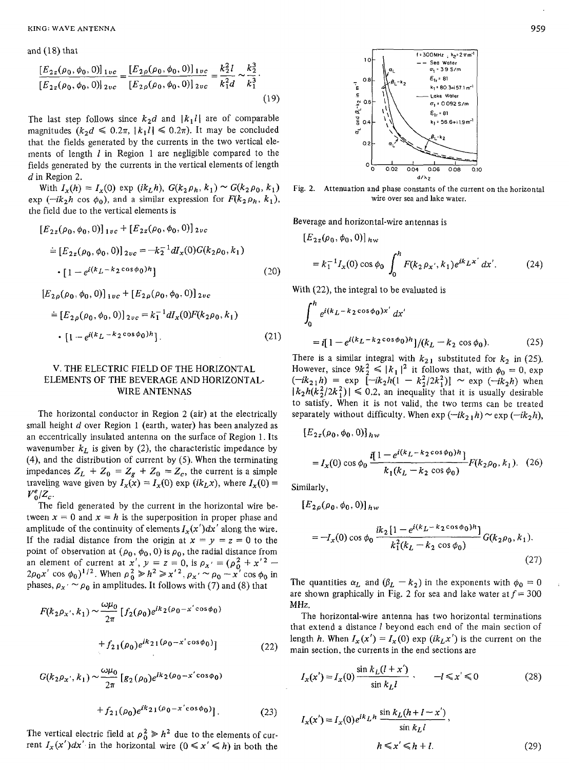and (18) that

$$\frac{[E_{2z}(\rho_0, \phi_0, 0)]_{1vc}}{[E_{2z}(\rho_0, \phi_0, 0)]_{2vc}} = \frac{[E_{2\rho}(\rho_0, \phi_0, 0)]_{1vc}}{[E_{2\rho}(\rho_0, \phi_0, 0)]_{2vc}} = \frac{k_2^2 l}{k_1^2 d} \sim \frac{k_2^3}{k_1^3}. \tag{19}$$

The last step follows since $k_2 d$ and $|k_1 l|$ are of comparable magnitudes ($k_2 d \leqslant 0.2\pi$, $|k_1 l| \leqslant 0.2\pi$). It may be concluded that the fields generated by the currents in the two vertical elements of length $l$ in Region 1 are negligible compared to the fields generated by the currents in the vertical elements of length $d$ in Region 2.

With $I_x(h) = I_x(0) \exp(ik_L h)$, $G(k_2\rho_h, k_1) \sim G(k_2\rho_0, k_1) \exp(-ik_2 h \cos\phi_0)$, and a similar expression for $F(k_2\rho_h, k_1)$, the field due to the vertical elements is

$$[E_{2z}(\rho_0, \phi_0, 0)]_{1vc} + [E_{2z}(\rho_0, \phi_0, 0)]_{2vc}$$
$$\doteq [E_{2z}(\rho_0, \phi_0, 0)]_{2vc} = -k_2^{-1} d I_x(0) G(k_2\rho_0, k_1) \cdot [1 - e^{i(k_L - k_2\cos\phi_0)h}] \tag{20}$$

$$[E_{2\rho}(\rho_0, \phi_0, 0)]_{1vc} + [E_{2\rho}(\rho_0, \phi_0, 0)]_{2vc}$$
$$\doteq [E_{2\rho}(\rho_0, \phi_0, 0)]_{2vc} = k_1^{-1} d I_x(0) F(k_2\rho_0, k_1) \cdot [1 - e^{i(k_L - k_2\cos\phi_0)h}]. \tag{21}$$

## V. THE ELECTRIC FIELD OF THE HORIZONTAL ELEMENTS OF THE BEVERAGE AND HORIZONTAL-WIRE ANTENNAS

The horizontal conductor in Region 2 (air) at the electrically small height $d$ over Region 1 (earth, water) has been analyzed as an eccentrically insulated antenna on the surface of Region 1. Its wavenumber $k_L$ is given by (2), the characteristic impedance by (4), and the distribution of current by (5). When the terminating impedances $Z_L + Z_0 = Z_g + Z_0 = Z_c$, the current is a simple traveling wave given by $I_x(x) = I_x(0) \exp(ik_L x)$, where $I_x(0) = V_0^e/Z_c$.

The field generated by the current in the horizontal wire between $x = 0$ and $x = h$ is the superposition in proper phase and amplitude of the continuity of elements $I_x(x')dx'$ along the wire. If the radial distance from the origin at $x = y = z = 0$ to the point of observation at $(\rho_0, \phi_0, 0)$ is $\rho_0$, the radial distance from an element of current at $x'$, $y = z = 0$, is $\rho_{x'} = (\rho_0^2 + x'^2 - 2\rho_0 x' \cos\phi_0)^{1/2}$. When $\rho_0^2 \gg h^2 \geqslant x'^2$, $\rho_{x'} \sim \rho_0 - x'\cos\phi_0$ in phases, $\rho_{x'} \sim \rho_0$ in amplitudes. It follows with (7) and (8) that

$$F(k_2\rho_{x'}, k_1) \sim \frac{\omega\mu_0}{2\pi} [f_2(\rho_0) e^{ik_2(\rho_0 - x'\cos\phi_0)} + f_{21}(\rho_0) e^{ik_{21}(\rho_0 - x'\cos\phi_0)}] \tag{22}$$

$$G(k_2\rho_{x'}, k_1) \sim \frac{\omega\mu_0}{2\pi} [g_2(\rho_0) e^{ik_2(\rho_0 - x'\cos\phi_0)} + f_{21}(\rho_0) e^{ik_{21}(\rho_0 - x'\cos\phi_0)}]. \tag{23}$$

The vertical electric field at $\rho_0^2 \gg h^2$ due to the elements of current $I_x(x')dx'$ in the horizontal wire $(0 \leqslant x' \leqslant h)$ in both the Beverage and horizontal-wire antennas is

$$[E_{2z}(\rho_0, \phi_0, 0)]_{hw} = k_1^{-1} I_x(0) \cos\phi_0 \int_0^h F(k_2\rho_{x'}, k_1) e^{ik_L x'} dx'. \tag{24}$$

With (22), the integral to be evaluated is

$$\int_0^h e^{i(k_L - k_2\cos\phi_0)x'} dx' = i[1 - e^{i(k_L - k_2\cos\phi_0)h}]/(k_L - k_2\cos\phi_0). \tag{25}$$

There is a similar integral with $k_{21}$ substituted for $k_2$ in (25). However, since $9k_2^2 \leqslant |k_1|^2$ it follows that, with $\phi_0 = 0$, $\exp(-ik_{21}h) = \exp[-ik_2 h(1 - k_2^2/2k_1^2)] \sim \exp(-ik_2 h)$ when $|k_2 h(k_2^2/2k_1^2)| \leqslant 0.2$, an inequality that it is usually desirable to satisfy. When it is not valid, the two terms can be treated separately without difficulty. When $\exp(-ik_{21}h) \sim \exp(-ik_2 h)$,

$$[E_{2z}(\rho_0, \phi_0, 0)]_{hw} = I_x(0) \cos\phi_0 \frac{i[1 - e^{i(k_L - k_2\cos\phi_0)h}]}{k_1(k_L - k_2\cos\phi_0)} F(k_2\rho_0, k_1). \tag{26}$$

Similarly,

$$[E_{2\rho}(\rho_0, \phi_0, 0)]_{hw} = -I_x(0) \cos\phi_0 \frac{ik_2[1 - e^{i(k_L - k_2\cos\phi_0)h}]}{k_1^2(k_L - k_2\cos\phi_0)} G(k_2\rho_0, k_1). \tag{27}$$

The quantities $\alpha_L$ and $(\beta_L - k_2)$ in the exponents with $\phi_0 = 0$ are shown graphically in Fig. 2 for sea and lake water at $f = 300$ MHz.

Fig. 2. Attenuation and phase constants of the current on the horizontal wire over sea and lake water.

The horizontal-wire antenna has two horizontal terminations that extend a distance $l$ beyond each end of the main section of length $h$. When $I_x(x') = I_x(0) \exp(ik_L x')$ is the current on the main section, the currents in the end sections are

$$I_x(x') = I_x(0) \frac{\sin k_L(l + x')}{\sin k_L l}, \quad -l \leqslant x' \leqslant 0 \tag{28}$$

$$I_x(x') = I_x(0) e^{ik_L h} \frac{\sin k_L(h + l - x')}{\sin k_L l}, \quad h \leqslant x' \leqslant h + l. \tag{29}$$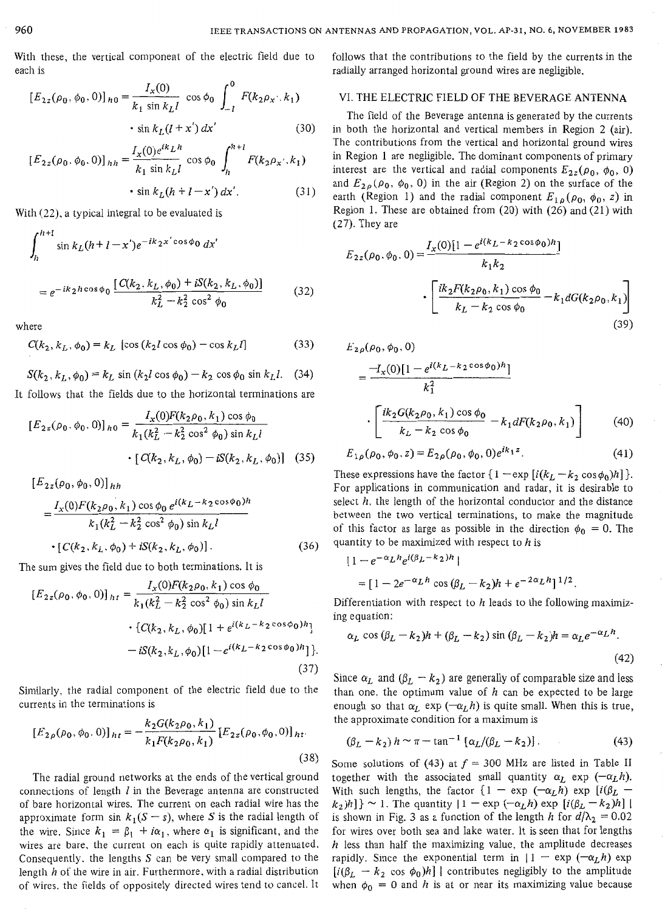With these, the vertical component of the electric field due to each is

$$[E_{2z}(\rho_0, \phi_0, 0)]_{h0} = \frac{I_x(0)}{k_1 \sin k_L l} \cos\phi_0 \int_{-l}^{0} F(k_2\rho_{x'}, k_1) \cdot \sin k_L(l + x')\, dx' \tag{30}$$

$$[E_{2z}(\rho_0, \phi_0, 0)]_{hh} = \frac{I_x(0)e^{ik_L h}}{k_1 \sin k_L l} \cos\phi_0 \int_{h}^{h+l} F(k_2\rho_{x'}, k_1) \cdot \sin k_L(h + l - x')\, dx'. \tag{31}$$

With (22), a typical integral to be evaluated is

$$\int_h^{h+l} \sin k_L(h+l-x')e^{-ik_2 x'\cos\phi_0}\, dx' = e^{-ik_2 h\cos\phi_0} \frac{[C(k_2, k_L, \phi_0) + iS(k_2, k_L, \phi_0)]}{k_L^2 - k_2^2 \cos^2\phi_0} \tag{32}$$

where

$$C(k_2, k_L, \phi_0) = k_L\,[\cos(k_2 l \cos\phi_0) - \cos k_L l] \tag{33}$$

$$S(k_2, k_L, \phi_0) = k_L \sin(k_2 l \cos\phi_0) - k_2 \cos\phi_0 \sin k_L l. \tag{34}$$

It follows that the fields due to the horizontal terminations are

$$[E_{2z}(\rho_0, \phi_0, 0)]_{h0} = \frac{I_x(0)F(k_2\rho_0, k_1)\cos\phi_0}{k_1(k_L^2 - k_2^2\cos^2\phi_0)\sin k_L l} \cdot [C(k_2, k_L, \phi_0) - iS(k_2, k_L, \phi_0)] \tag{35}$$

$$[E_{2z}(\rho_0, \phi_0, 0)]_{hh} = \frac{I_x(0)F(k_2\rho_0, k_1)\cos\phi_0\, e^{i(k_L - k_2\cos\phi_0)h}}{k_1(k_L^2 - k_2^2\cos^2\phi_0)\sin k_L l} \cdot [C(k_2, k_L, \phi_0) + iS(k_2, k_L, \phi_0)]. \tag{36}$$

The sum gives the field due to both terminations. It is

$$[E_{2z}(\rho_0, \phi_0, 0)]_{ht} = \frac{I_x(0)F(k_2\rho_0, k_1)\cos\phi_0}{k_1(k_L^2 - k_2^2\cos^2\phi_0)\sin k_L l} \cdot \{C(k_2, k_L, \phi_0)[1 + e^{i(k_L - k_2\cos\phi_0)h}] - iS(k_2, k_L, \phi_0)[1 - e^{i(k_L - k_2\cos\phi_0)h}]\}. \tag{37}$$

Similarly, the radial component of the electric field due to the currents in the terminations is

$$[E_{2\rho}(\rho_0, \phi_0, 0)]_{ht} = -\frac{k_2 G(k_2\rho_0, k_1)}{k_1 F(k_2\rho_0, k_1)} [E_{2z}(\rho_0, \phi_0, 0)]_{ht}. \tag{38}$$

The radial ground networks at the ends of the vertical ground connections of length $l$ in the Beverage antenna are constructed of bare horizontal wires. The current on each radial wire has the approximate form $\sin k_1(S - s)$, where $S$ is the radial length of the wire. Since $k_1 = \beta_1 + i\alpha_1$, where $\alpha_1$ is significant, and the wires are bare, the current on each is quite rapidly attenuated. Consequently, the lengths $S$ can be very small compared to the length $h$ of the wire in air. Furthermore, with a radial distribution of wires, the fields of oppositely directed wires tend to cancel. It follows that the contributions to the field by the currents in the radially arranged horizontal ground wires are negligible.

## VI. THE ELECTRIC FIELD OF THE BEVERAGE ANTENNA

The field of the Beverage antenna is generated by the currents in both the horizontal and vertical members in Region 2 (air). The contributions from the vertical and horizontal ground wires in Region 1 are negligible. The dominant components of primary interest are the vertical and radial components $E_{2z}(\rho_0, \phi_0, 0)$ and $E_{2\rho}(\rho_0, \phi_0, 0)$ in the air (Region 2) on the surface of the earth (Region 1) and the radial component $E_{1\rho}(\rho_0, \phi_0, z)$ in Region 1. These are obtained from (20) with (26) and (21) with (27). They are

$$E_{2z}(\rho_0, \phi_0, 0) = \frac{I_x(0)[1 - e^{i(k_L - k_2\cos\phi_0)h}]}{k_1 k_2} \cdot \left[\frac{ik_2 F(k_2\rho_0, k_1)\cos\phi_0}{k_L - k_2\cos\phi_0} - k_1 d G(k_2\rho_0, k_1)\right] \tag{39}$$

$$E_{2\rho}(\rho_0, \phi_0, 0) = \frac{-I_x(0)[1 - e^{i(k_L - k_2\cos\phi_0)h}]}{k_1^2} \cdot \left[\frac{ik_2 G(k_2\rho_0, k_1)\cos\phi_0}{k_L - k_2\cos\phi_0} - k_1 d F(k_2\rho_0, k_1)\right] \tag{40}$$

$$E_{1\rho}(\rho_0, \phi_0, z) = E_{2\rho}(\rho_0, \phi_0, 0)e^{ik_1 z}. \tag{41}$$

These expressions have the factor $\{1 - \exp[i(k_L - k_2\cos\phi_0)h]\}$. For applications in communication and radar, it is desirable to select $h$, the length of the horizontal conductor and the distance between the two vertical terminations, to make the magnitude of this factor as large as possible in the direction $\phi_0 = 0$. The quantity to be maximized with respect to $h$ is

$$|1 - e^{-\alpha_L h}e^{i(\beta_L - k_2)h}| = [1 - 2e^{-\alpha_L h}\cos(\beta_L - k_2)h + e^{-2\alpha_L h}]^{1/2}.$$

Differentiation with respect to $h$ leads to the following maximizing equation:

$$\alpha_L \cos(\beta_L - k_2)h + (\beta_L - k_2)\sin(\beta_L - k_2)h = \alpha_L e^{-\alpha_L h}. \tag{42}$$

Since $\alpha_L$ and $(\beta_L - k_2)$ are generally of comparable size and less than one, the optimum value of $h$ can be expected to be large enough so that $\alpha_L \exp(-\alpha_L h)$ is quite small. When this is true, the approximate condition for a maximum is

$$(\beta_L - k_2)\,h \sim \pi - \tan^{-1}[\alpha_L/(\beta_L - k_2)]. \tag{43}$$

Some solutions of (43) at $f = 300$ MHz are listed in Table II together with the associated small quantity $\alpha_L \exp(-\alpha_L h)$. With such lengths, the factor $\{1 - \exp(-\alpha_L h)\exp[i(\beta_L - k_2)h]\} \sim 1$. The quantity $|1 - \exp(-\alpha_L h)\exp[i(\beta_L - k_2)h]|$ is shown in Fig. 3 as a function of the length $h$ for $d/\lambda_2 = 0.02$ for wires over both sea and lake water. It is seen that for lengths $h$ less than half the maximizing value, the amplitude decreases rapidly. Since the exponential term in $|1 - \exp(-\alpha_L h)\exp[i(\beta_L - k_2\cos\phi_0)h]|$ contributes negligibly to the amplitude when $\phi_0 = 0$ and $h$ is at or near its maximizing value because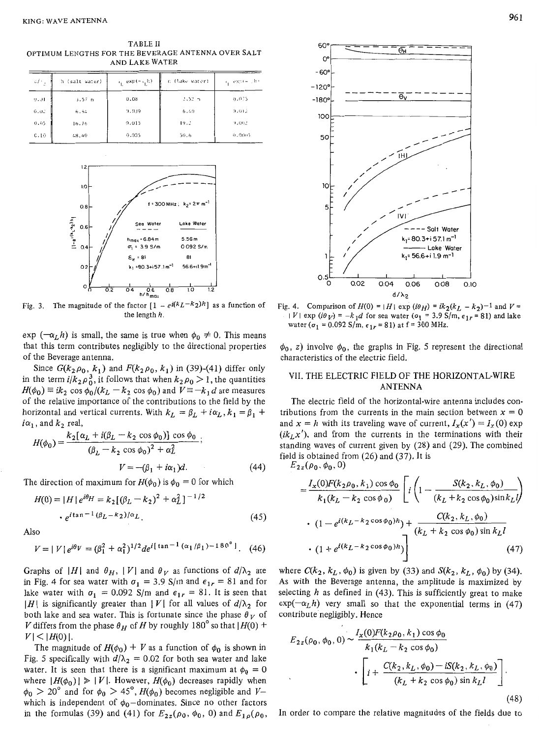TABLE II
OPTIMUM LENGTHS FOR THE BEVERAGE ANTENNA OVER SALT AND LAKE WATER

| $d/\lambda_2$ | h (salt water) | $\exp(-\alpha_L h)$ | h (lake water) | $\exp(-\alpha_L h)$ |
|---|---|---|---|---|
| 0.01 | 3.57 m | 0.08 | 3.52 m | 0.075 |
| 0.02 | 6.84 | 0.039 | 6.49 | 0.012 |
| 0.05 | 16.76 | 0.015 | 19.2 | 0.002 |
| 0.10 | 48.40 | 0.005 | 50.6 | 0.0005 |

Fig. 3. The magnitude of the factor $[1 - e^{i(k_L - k_2)h}]$ as a function of the length $h$.

exp $(-\alpha_L h)$ is small, the same is true when $\phi_0 \neq 0$. This means that this term contributes negligibly to the directional properties of the Beverage antenna.

Since $G(k_2\rho_0, k_1)$ and $F(k_2\rho_0, k_1)$ in (39)-(41) differ only in the term $i/k_2\rho_0^3$, it follows that when $k_2\rho_0 > 1$, the quantities $H(\phi_0) \equiv ik_2 \cos\phi_0/(k_L - k_2 \cos\phi_0)$ and $V \equiv -k_1 d$ are measures of the relative importance of the contributions to the field by the horizontal and vertical currents. With $k_L = \beta_L + i\alpha_L, k_1 = \beta_1 + i\alpha_1$, and $k_2$ real,

$$H(\phi_0) = \frac{k_2[\alpha_L + i(\beta_L - k_2 \cos\phi_0)] \cos\phi_0}{(\beta_L - k_2 \cos\phi_0)^2 + \alpha_L^2};$$

$$V = -(\beta_1 + i\alpha_1)d. \tag{44}$$

The direction of maximum for $H(\phi_0)$ is $\phi_0 = 0$ for which

$$H(0) = |H| e^{i\theta_H} = k_2[(\beta_L - k_2)^2 + \alpha_L^2]^{-1/2} \cdot e^{i\tan^{-1}(\beta_L - k_2)/\alpha_L}. \tag{45}$$

Also

$$V = |V| e^{i\theta_V} = (\beta_1^2 + \alpha_1^2)^{1/2} d e^{i[\tan^{-1}(\alpha_1/\beta_1) - 180^\circ]}. \tag{46}$$

Graphs of $|H|$ and $\theta_H$, $|V|$ and $\theta_V$ as functions of $d/\lambda_2$ are in Fig. 4 for sea water with $\sigma_1 = 3.9$ S/m and $\epsilon_{1r} = 81$ and for lake water with $\sigma_1 = 0.092$ S/m and $\epsilon_{1r} = 81$. It is seen that $|H|$ is significantly greater than $|V|$ for all values of $d/\lambda_2$ for both lake and sea water. This is fortunate since the phase $\theta_V$ of $V$ differs from the phase $\theta_H$ of $H$ by roughly $180^\circ$ so that $|H(0) + V| < |H(0)|$.

The magnitude of $H(\phi_0) + V$ as a function of $\phi_0$ is shown in Fig. 5 specifically with $d/\lambda_2 = 0.02$ for both sea water and lake water. It is seen that there is a significant maximum at $\phi_0 = 0$ where $|H(\phi_0)| \gg |V|$. However, $H(\phi_0)$ decreases rapidly when $\phi_0 > 20^\circ$ and for $\phi_0 > 45^\circ$, $H(\phi_0)$ becomes negligible and $V$—which is independent of $\phi_0$—dominates. Since no other factors in the formulas (39) and (41) for $E_{2z}(\rho_0, \phi_0, 0)$ and $E_{1\rho}(\rho_0, \phi_0, z)$ involve $\phi_0$, the graphs in Fig. 5 represent the directional characteristics of the electric field.

Fig. 4. Comparison of $H(0) = |H| \exp(i\theta_H) = ik_2(k_L - k_2)^{-1}$ and $V = |V| \exp(i\theta_V) = -k_1 d$ for sea water ($\sigma_1 = 3.9$ S/m, $\epsilon_{1r} = 81$) and lake water ($\sigma_1 = 0.092$ S/m, $\epsilon_{1r} = 81$) at $f = 300$ MHz.

## VII. THE ELECTRIC FIELD OF THE HORIZONTAL-WIRE ANTENNA

The electric field of the horizontal-wire antenna includes contributions from the currents in the main section between $x = 0$ and $x = h$ with its traveling wave of current, $I_x(x') = I_x(0) \exp(ik_L x')$, and from the currents in the terminations with their standing waves of current given by (28) and (29). The combined field is obtained from (26) and (37). It is

$$E_{2z}(\rho_0, \phi_0, 0) = \frac{I_x(0)F(k_2\rho_0, k_1)\cos\phi_0}{k_1(k_L - k_2\cos\phi_0)} \left[ i\left(1 - \frac{S(k_2, k_L, \phi_0)}{(k_L + k_2\cos\phi_0)\sin k_L l}\right) \cdot (1 - e^{i(k_L - k_2\cos\phi_0)h}) + \frac{C(k_2, k_L, \phi_0)}{(k_L + k_2\cos\phi_0)\sin k_L l} \cdot (1 + e^{i(k_L - k_2\cos\phi_0)h}) \right] \tag{47}$$

where $C(k_2, k_L, \phi_0)$ is given by (33) and $S(k_2, k_L, \phi_0)$ by (34). As with the Beverage antenna, the amplitude is maximized by selecting $h$ as defined in (43). This is sufficiently great to make $\exp(-\alpha_L h)$ very small so that the exponential terms in (47) contribute negligibly. Hence

$$E_{2z}(\rho_0, \phi_0, 0) \sim \frac{I_x(0)F(k_2\rho_0, k_1)\cos\phi_0}{k_1(k_L - k_2\cos\phi_0)} \cdot \left[ i + \frac{C(k_2, k_L, \phi_0) - iS(k_2, k_L, \phi_0)}{(k_L + k_2\cos\phi_0)\sin k_L l} \right]. \tag{48}$$

In order to compare the relative magnitudes of the fields due to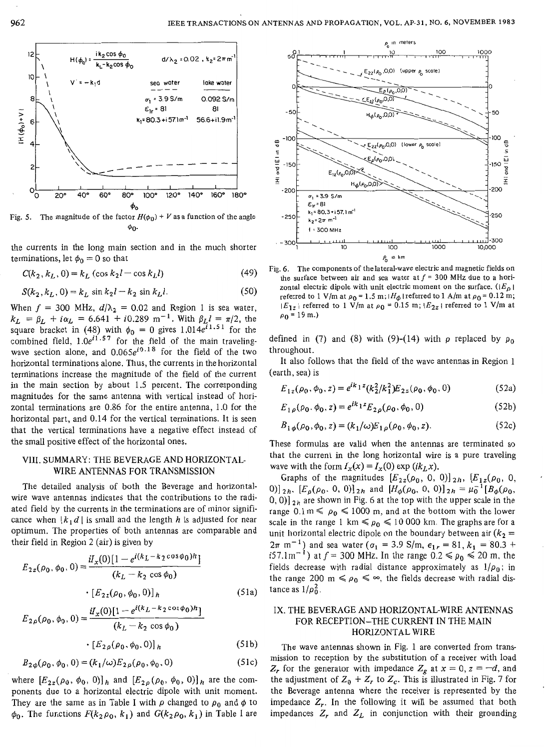Fig. 5. The magnitude of the factor $H(\phi_0) + V$ as a function of the angle $\phi_0$.

the currents in the long main section and in the much shorter terminations, let $\phi_0 = 0$ so that

$$C(k_2, k_L, 0) = k_L (\cos k_2 l - \cos k_L l) \tag{49}$$

$$S(k_2, k_L, 0) = k_L \sin k_2 l - k_2 \sin k_L l. \tag{50}$$

When $f$ = 300 MHz, $d/\lambda_2 = 0.02$ and Region 1 is sea water, $k_L = \beta_L + i\alpha_L = 6.641 + i0.289$ m$^{-1}$. With $\beta_L l = \pi/2$, the square bracket in (48) with $\phi_0 = 0$ gives $1.014e^{i1.51}$ for the combined field, $1.0e^{i1.57}$ for the field of the main traveling-wave section alone, and $0.065e^{i0.18}$ for the field of the two horizontal terminations alone. Thus, the currents in the horizontal terminations increase the magnitude of the field of the current in the main section by about 1.5 percent. The corresponding magnitudes for the same antenna with vertical instead of horizontal terminations are 0.86 for the entire antenna, 1.0 for the horizontal part, and 0.14 for the vertical terminations. It is seen that the vertical terminations have a negative effect instead of the small positive effect of the horizontal ones.

## VIII. SUMMARY: THE BEVERAGE AND HORIZONTAL-WIRE ANTENNAS FOR TRANSMISSION

The detailed analysis of both the Beverage and horizontal-wire wave antennas indicates that the contributions to the radiated field by the currents in the terminations are of minor significance when $|k_1 d|$ is small and the length $h$ is adjusted for near optimum. The properties of both antennas are comparable and their field in Region 2 (air) is given by

$$E_{2z}(\rho_0, \phi_0, 0) = \frac{iI_x(0)[1 - e^{i(k_L - k_2 \cos\phi_0)h}]}{(k_L - k_2 \cos\phi_0)} \cdot [E_{2z}(\rho_0, \phi_0, 0)]_h \tag{51a}$$

$$E_{2\rho}(\rho_0, \phi_0, 0) = \frac{iI_x(0)[1 - e^{i(k_L - k_2 \cos\phi_0)h}]}{(k_L - k_2 \cos\phi_0)} \cdot [E_{2\rho}(\rho_0, \phi_0, 0)]_h \tag{51b}$$

$$B_{2\phi}(\rho_0, \phi_0, 0) = (k_1/\omega) E_{2\rho}(\rho_0, \phi_0, 0) \tag{51c}$$

where $[E_{2z}(\rho_0, \phi_0, 0)]_h$ and $[E_{2\rho}(\rho_0, \phi_0, 0)]_h$ are the components due to a horizontal electric dipole with unit moment. They are the same as in Table I with $\rho$ changed to $\rho_0$ and $\phi$ to $\phi_0$. The functions $F(k_2 \rho_0, k_1)$ and $G(k_2 \rho_0, k_1)$ in Table I are

Fig. 6. The components of the lateral-wave electric and magnetic fields on the surface between air and sea water at $f$ = 300 MHz due to a horizontal electric dipole with unit electric moment on the surface. ($|E_\rho|$ referred to 1 V/m at $\rho_0$ = 1.5 m; $|H_\phi|$ referred to 1 A/m at $\rho_0$ = 0.12 m; $|E_{1z}|$ referred to 1 V/m at $\rho_0$ = 0.15 m; $|E_{2z}|$ referred to 1 V/m at $\rho_0$ = 19 m.)

defined in (7) and (8) with (9)-(14) with $\rho$ replaced by $\rho_0$ throughout.

It also follows that the field of the wave antennas in Region 1 (earth, sea) is

$$E_{1z}(\rho_0, \phi_0, z) = e^{ik_1 z}(k_2^2/k_1^2) E_{2z}(\rho_0, \phi_0, 0) \tag{52a}$$

$$E_{1\rho}(\rho_0, \phi_0, z) = e^{ik_1 z} E_{2\rho}(\rho_0, \phi_0, 0) \tag{52b}$$

$$B_{1\phi}(\rho_0, \phi_0, z) = (k_1/\omega) E_{1\rho}(\rho_0, \phi_0, z). \tag{52c}$$

These formulas are valid when the antennas are terminated so that the current in the long horizontal wire is a pure traveling wave with the form $I_x(x) = I_x(0) \exp(ik_L x)$.

Graphs of the magnitudes $[E_{2z}(\rho_0, 0, 0)]_{2h}$, $[E_{1z}(\rho_0, 0, 0)]_{2h}$, $[E_\rho(\rho_0, 0, 0)]_{2h}$ and $[H_\phi(\rho_0, 0, 0)]_{2h} = \mu_0^{-1}[B_\phi(\rho_0, 0, 0)]_{2h}$ are shown in Fig. 6 at the top with the upper scale in the range 0.1 m $\leqslant \rho_0 \leqslant$ 1000 m, and at the bottom with the lower scale in the range 1 km $\leqslant \rho_0 \leqslant$ 10 000 km. The graphs are for a unit horizontal electric dipole on the boundary between air ($k_2 = 2\pi$ m$^{-1}$) and sea water ($\sigma_1$ = 3.9 S/m, $\epsilon_{1r}$ = 81, $k_1$ = 80.3 + $i$57.1m$^{-1}$) at $f$ = 300 MHz. In the range 0.2 $\leqslant \rho_0 \leqslant$ 20 m, the fields decrease with radial distance approximately as $1/\rho_0$; in the range 200 m $\leqslant \rho_0 \leqslant \infty$, the fields decrease with radial distance as $1/\rho_0^2$.

## IX. THE BEVERAGE AND HORIZONTAL-WIRE ANTENNAS FOR RECEPTION—THE CURRENT IN THE MAIN HORIZONTAL WIRE

The wave antennas shown in Fig. 1 are converted from transmission to reception by the substitution of a receiver with load $Z_r$ for the generator with impedance $Z_g$ at $x = 0$, $z = -d$, and the adjustment of $Z_0 + Z_r$ to $Z_c$. This is illustrated in Fig. 7 for the Beverage antenna where the receiver is represented by the impedance $Z_r$. In the following it will be assumed that both impedances $Z_r$ and $Z_L$ in conjunction with their grounding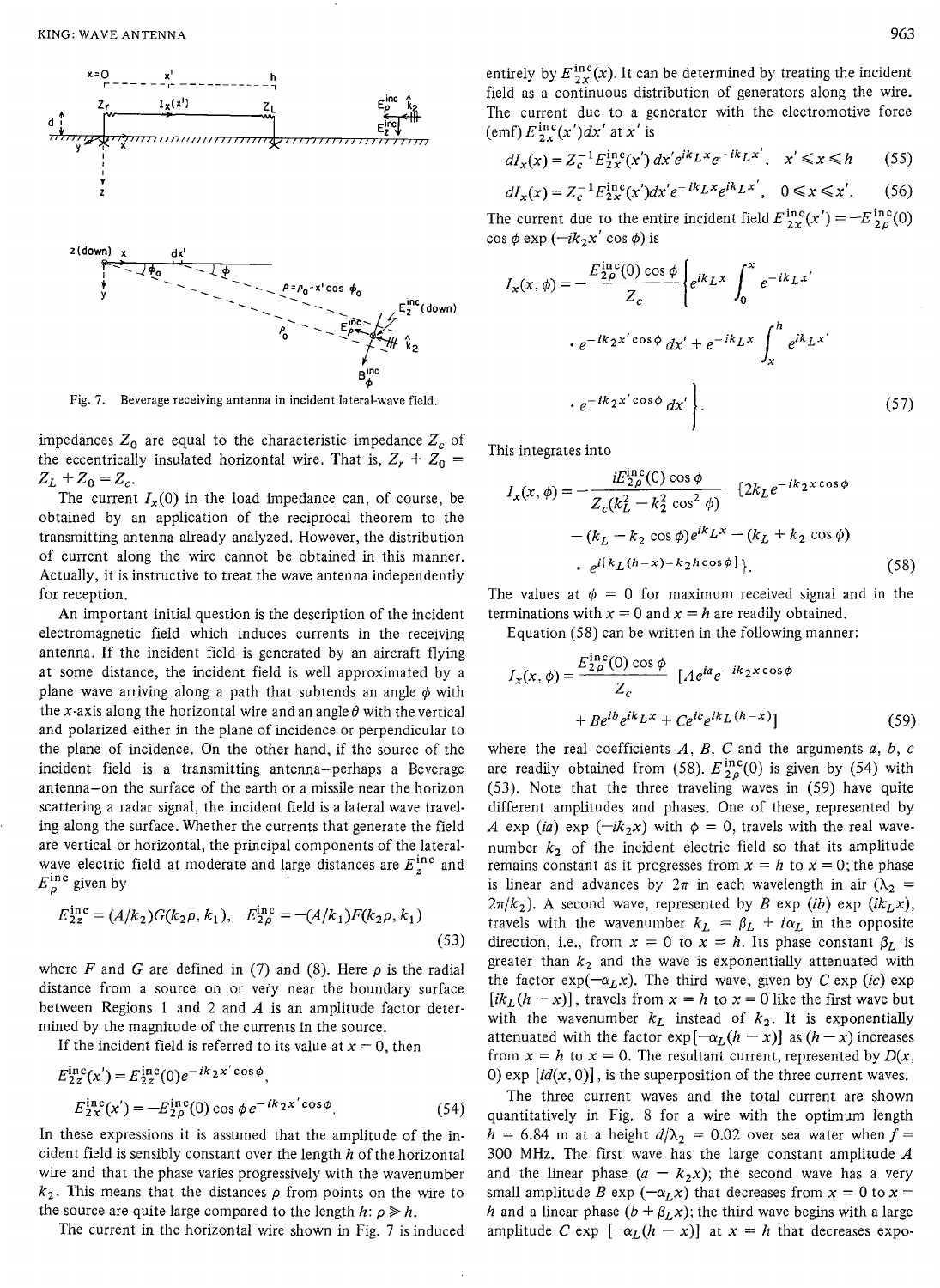Fig. 7. Beverage receiving antenna in incident lateral-wave field.

impedances $Z_0$ are equal to the characteristic impedance $Z_c$ of the eccentrically insulated horizontal wire. That is, $Z_r + Z_0 = Z_L + Z_0 = Z_c$.

The current $I_x(0)$ in the load impedance can, of course, be obtained by an application of the reciprocal theorem to the transmitting antenna already analyzed. However, the distribution of current along the wire cannot be obtained in this manner. Actually, it is instructive to treat the wave antenna independently for reception.

An important initial question is the description of the incident electromagnetic field which induces currents in the receiving antenna. If the incident field is generated by an aircraft flying at some distance, the incident field is well approximated by a plane wave arriving along a path that subtends an angle $\phi$ with the $x$-axis along the horizontal wire and an angle $\theta$ with the vertical and polarized either in the plane of incidence or perpendicular to the plane of incidence. On the other hand, if the source of the incident field is a transmitting antenna—perhaps a Beverage antenna—on the surface of the earth or a missile near the horizon scattering a radar signal, the incident field is a lateral wave traveling along the surface. Whether the currents that generate the field are vertical or horizontal, the principal components of the lateral-wave electric field at moderate and large distances are $E_z^{\text{inc}}$ and $E_\rho^{\text{inc}}$ given by

$$E_{2z}^{\text{inc}} = (A/k_2)G(k_2\rho, k_1), \quad E_{2\rho}^{\text{inc}} = -(A/k_1)F(k_2\rho, k_1) \tag{53}$$

where $F$ and $G$ are defined in (7) and (8). Here $\rho$ is the radial distance from a source on or very near the boundary surface between Regions 1 and 2 and $A$ is an amplitude factor determined by the magnitude of the currents in the source.

If the incident field is referred to its value at $x = 0$, then

$$E_{2z}^{\text{inc}}(x') = E_{2z}^{\text{inc}}(0)e^{-ik_2x'\cos\phi},$$

$$E_{2x}^{\text{inc}}(x') = -E_{2\rho}^{\text{inc}}(0)\cos\phi\, e^{-ik_2x'\cos\phi}. \tag{54}$$

In these expressions it is assumed that the amplitude of the incident field is sensibly constant over the length $h$ of the horizontal wire and that the phase varies progressively with the wavenumber $k_2$. This means that the distances $\rho$ from points on the wire to the source are quite large compared to the length $h$: $\rho \gg h$.

The current in the horizontal wire shown in Fig. 7 is induced entirely by $E_{2x}^{\text{inc}}(x)$. It can be determined by treating the incident field as a continuous distribution of generators along the wire. The current due to a generator with the electromotive force (emf) $E_{2x}^{\text{inc}}(x')dx'$ at $x'$ is

$$dI_x(x) = Z_c^{-1}E_{2x}^{\text{inc}}(x')\,dx'e^{ik_Lx}e^{-ik_Lx'}, \quad x' \leqslant x \leqslant h \tag{55}$$

$$dI_x(x) = Z_c^{-1}E_{2x}^{\text{inc}}(x')dx'e^{-ik_Lx}e^{ik_Lx'}, \quad 0 \leqslant x \leqslant x'. \tag{56}$$

The current due to the entire incident field $E_{2x}^{\text{inc}}(x') = -E_{2\rho}^{\text{inc}}(0)\cos\phi\exp(-ik_2x'\cos\phi)$ is

$$I_x(x,\phi) = -\frac{E_{2\rho}^{\text{inc}}(0)\cos\phi}{Z_c}\left\{e^{ik_Lx}\int_0^x e^{-ik_Lx'} \cdot e^{-ik_2x'\cos\phi}\,dx' + e^{-ik_Lx}\int_x^h e^{ik_Lx'} \cdot e^{-ik_2x'\cos\phi}\,dx'\right\}. \tag{57}$$

This integrates into

$$I_x(x,\phi) = -\frac{iE_{2\rho}^{\text{inc}}(0)\cos\phi}{Z_c(k_L^2 - k_2^2\cos^2\phi)}\{2k_Le^{-ik_2x\cos\phi} - (k_L - k_2\cos\phi)e^{ik_Lx} - (k_L + k_2\cos\phi) \cdot e^{i[k_L(h-x) - k_2h\cos\phi]}\}. \tag{58}$$

The values at $\phi = 0$ for maximum received signal and in the terminations with $x = 0$ and $x = h$ are readily obtained.

Equation (58) can be written in the following manner:

$$I_x(x,\phi) = \frac{E_{2\rho}^{\text{inc}}(0)\cos\phi}{Z_c}\,[Ae^{ia}e^{-ik_2x\cos\phi} + Be^{ib}e^{ik_Lx} + Ce^{ic}e^{ik_L(h-x)}] \tag{59}$$

where the real coefficients $A$, $B$, $C$ and the arguments $a$, $b$, $c$ are readily obtained from (58). $E_{2\rho}^{\text{inc}}(0)$ is given by (54) with (53). Note that the three traveling waves in (59) have quite different amplitudes and phases. One of these, represented by $A\exp(ia)\exp(-ik_2x)$ with $\phi = 0$, travels with the real wavenumber $k_2$ of the incident electric field so that its amplitude remains constant as it progresses from $x = h$ to $x = 0$; the phase is linear and advances by $2\pi$ in each wavelength in air ($\lambda_2 = 2\pi/k_2$). A second wave, represented by $B\exp(ib)\exp(ik_Lx)$, travels with the wavenumber $k_L = \beta_L + i\alpha_L$ in the opposite direction, i.e., from $x = 0$ to $x = h$. Its phase constant $\beta_L$ is greater than $k_2$ and the wave is exponentially attenuated with the factor $\exp(-\alpha_Lx)$. The third wave, given by $C\exp(ic)\exp[ik_L(h-x)]$, travels from $x = h$ to $x = 0$ like the first wave but with the wavenumber $k_L$ instead of $k_2$. It is exponentially attenuated with the factor $\exp[-\alpha_L(h-x)]$ as $(h-x)$ increases from $x = h$ to $x = 0$. The resultant current, represented by $D(x, 0)\exp[id(x,0)]$, is the superposition of the three current waves.

The three current waves and the total current are shown quantitatively in Fig. 8 for a wire with the optimum length $h = 6.84$ m at a height $d/\lambda_2 = 0.02$ over sea water when $f = 300$ MHz. The first wave has the large constant amplitude $A$ and the linear phase $(a - k_2x)$; the second wave has a very small amplitude $B\exp(-\alpha_Lx)$ that decreases from $x = 0$ to $x = h$ and a linear phase $(b + \beta_Lx)$; the third wave begins with a large amplitude $C\exp[-\alpha_L(h-x)]$ at $x = h$ that decreases expo-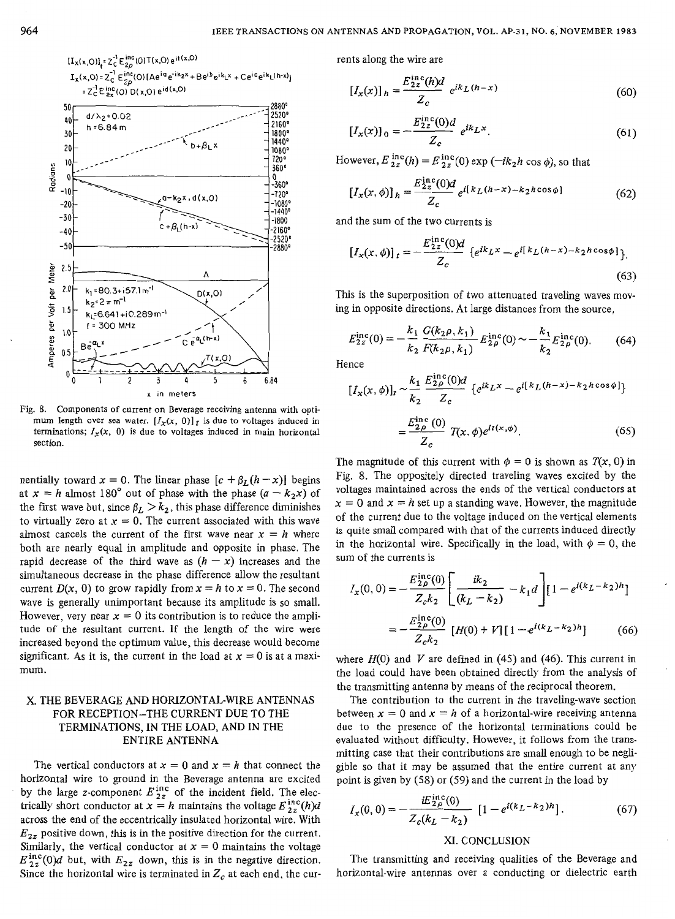Fig. 8. Components of current on Beverage receiving antenna with optimum length over sea water. $[I_x(x, 0)]_t$ is due to voltages induced in terminations; $I_x(x, 0)$ is due to voltages induced in main horizontal section.

nentially toward $x = 0$. The linear phase $[c + \beta_L(h - x)]$ begins at $x = h$ almost 180° out of phase with the phase $(a - k_2 x)$ of the first wave but, since $\beta_L > k_2$, this phase difference diminishes to virtually zero at $x = 0$. The current associated with this wave almost cancels the current of the first wave near $x = h$ where both are nearly equal in amplitude and opposite in phase. The rapid decrease of the third wave as $(h - x)$ increases and the simultaneous decrease in the phase difference allow the resultant current $D(x, 0)$ to grow rapidly from $x = h$ to $x = 0$. The second wave is generally unimportant because its amplitude is so small. However, very near $x = 0$ its contribution is to reduce the amplitude of the resultant current. If the length of the wire were increased beyond the optimum value, this decrease would become significant. As it is, the current in the load at $x = 0$ is at a maximum.

## X. THE BEVERAGE AND HORIZONTAL-WIRE ANTENNAS FOR RECEPTION–THE CURRENT DUE TO THE TERMINATIONS, IN THE LOAD, AND IN THE ENTIRE ANTENNA

The vertical conductors at $x = 0$ and $x = h$ that connect the horizontal wire to ground in the Beverage antenna are excited by the large $z$-component $E_{2z}^{\text{inc}}$ of the incident field. The electrically short conductor at $x = h$ maintains the voltage $E_{2z}^{\text{inc}}(h)d$ across the end of the eccentrically insulated horizontal wire. With $E_{2z}$ positive down, this is in the positive direction for the current. Similarly, the vertical conductor at $x = 0$ maintains the voltage $E_{2z}^{\text{inc}}(0)d$ but, with $E_{2z}$ down, this is in the negative direction. Since the horizontal wire is terminated in $Z_c$ at each end, the currents along the wire are

$$[I_x(x)]_h = \frac{E_{2z}^{\text{inc}}(h)d}{Z_c} e^{ik_L(h-x)} \tag{60}$$

$$[I_x(x)]_0 = -\frac{E_{2z}^{\text{inc}}(0)d}{Z_c} e^{ik_L x}. \tag{61}$$

However, $E_{2z}^{\text{inc}}(h) = E_{2z}^{\text{inc}}(0) \exp(-ik_2 h \cos\phi)$, so that

$$[I_x(x, \phi)]_h = \frac{E_{2z}^{\text{inc}}(0)d}{Z_c} e^{i[k_L(h-x) - k_2 h \cos\phi]} \tag{62}$$

and the sum of the two currents is

$$[I_x(x, \phi)]_t = -\frac{E_{2z}^{\text{inc}}(0)d}{Z_c} \{e^{ik_L x} - e^{i[k_L(h-x) - k_2 h \cos\phi]}\}. \tag{63}$$

This is the superposition of two attenuated traveling waves moving in opposite directions. At large distances from the source,

$$E_{2z}^{\text{inc}}(0) = -\frac{k_1}{k_2} \frac{G(k_2\rho, k_1)}{F(k_2\rho, k_1)} E_{2\rho}^{\text{inc}}(0) \sim -\frac{k_1}{k_2} E_{2\rho}^{\text{inc}}(0). \tag{64}$$

Hence

$$[I_x(x, \phi)]_t \sim \frac{k_1}{k_2} \frac{E_{2\rho}^{\text{inc}}(0)d}{Z_c} \{e^{ik_L x} - e^{i[k_L(h-x) - k_2 h \cos\phi]}\}$$

$$= \frac{E_{2\rho}^{\text{inc}}(0)}{Z_c} T(x, \phi) e^{it(x, \phi)}. \tag{65}$$

The magnitude of this current with $\phi = 0$ is shown as $T(x, 0)$ in Fig. 8. The oppositely directed traveling waves excited by the voltages maintained across the ends of the vertical conductors at $x = 0$ and $x = h$ set up a standing wave. However, the magnitude of the current due to the voltage induced on the vertical elements is quite small compared with that of the currents induced directly in the horizontal wire. Specifically in the load, with $\phi = 0$, the sum of the currents is

$$I_x(0, 0) = -\frac{E_{2\rho}^{\text{inc}}(0)}{Z_c k_2} \left[ \frac{ik_2}{(k_L - k_2)} - k_1 d \right] [1 - e^{i(k_L - k_2)h}]$$

$$= -\frac{E_{2\rho}^{\text{inc}}(0)}{Z_c k_2} [H(0) + V][1 - e^{i(k_L - k_2)h}] \tag{66}$$

where $H(0)$ and $V$ are defined in (45) and (46). This current in the load could have been obtained directly from the analysis of the transmitting antenna by means of the reciprocal theorem.

The contribution to the current in the traveling-wave section between $x = 0$ and $x = h$ of a horizontal-wire receiving antenna due to the presence of the horizontal terminations could be evaluated without difficulty. However, it follows from the transmitting case that their contributions are small enough to be negligible so that it may be assumed that the entire current at any point is given by (58) or (59) and the current in the load by

$$I_x(0, 0) = -\frac{iE_{2\rho}^{\text{inc}}(0)}{Z_c(k_L - k_2)} [1 - e^{i(k_L - k_2)h}]. \tag{67}$$

## XI. CONCLUSION

The transmitting and receiving qualities of the Beverage and horizontal-wire antennas over a conducting or dielectric earth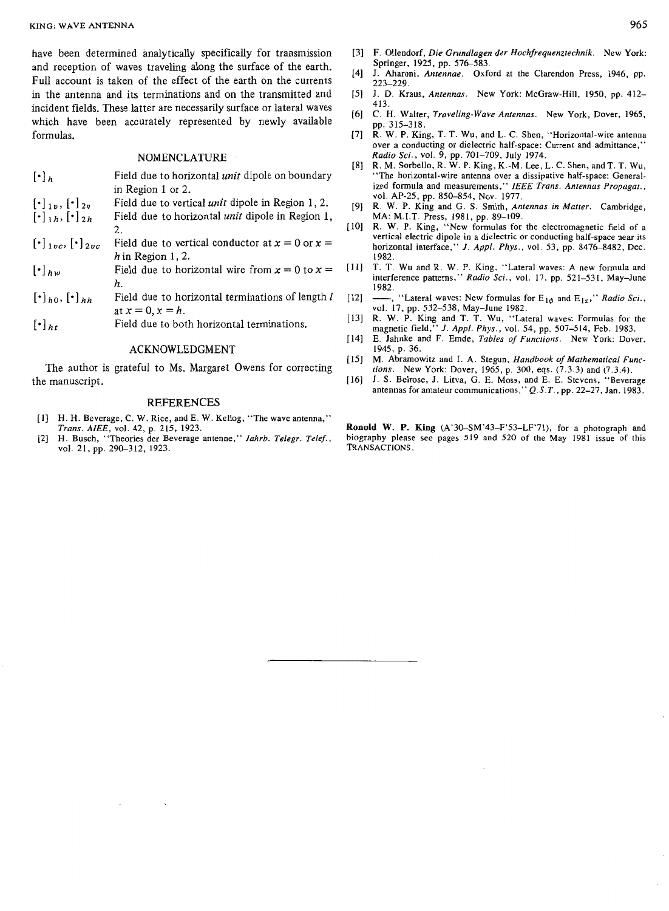have been determined analytically specifically for transmission and reception of waves traveling along the surface of the earth. Full account is taken of the effect of the earth on the currents in the antenna and its terminations and on the transmitted and incident fields. These latter are necessarily surface or lateral waves which have been accurately represented by newly available formulas.

## NOMENCLATURE

| | |
|---|---|
| $[\cdot]_h$ | Field due to horizontal *unit* dipole on boundary in Region 1 or 2. |
| $[\cdot]_{1v}$, $[\cdot]_{2v}$ | Field due to vertical *unit* dipole in Region 1, 2. |
| $[\cdot]_{1h}$, $[\cdot]_{2h}$ | Field due to horizontal *unit* dipole in Region 1, 2. |
| $[\cdot]_{1vc}$, $[\cdot]_{2vc}$ | Field due to vertical conductor at $x = 0$ or $x = h$ in Region 1, 2. |
| $[\cdot]_{hw}$ | Field due to horizontal wire from $x = 0$ to $x = h$. |
| $[\cdot]_{h0}$, $[\cdot]_{hh}$ | Field due to horizontal terminations of length $l$ at $x = 0, x = h$. |
| $[\cdot]_{ht}$ | Field due to both horizontal terminations. |

## ACKNOWLEDGMENT

The author is grateful to Ms. Margaret Owens for correcting the manuscript.

## REFERENCES

[1] H. H. Beverage, C. W. Rice, and E. W. Kellog, "The wave antenna," *Trans. AIEE*, vol. 42, p. 215, 1923.

[2] H. Busch, "Theories der Beverage antenne," *Jahrb. Telegr. Telef.*, vol. 21, pp. 290–312, 1923.

[3] F. Ollendorf, *Die Grundlagen der Hochfrequenztechnik*. New York: Springer, 1925, pp. 576–583.

[4] J. Aharoni, *Antennae*. Oxford at the Clarendon Press, 1946, pp. 223–229.

[5] J. D. Kraus, *Antennas*. New York: McGraw-Hill, 1950, pp. 412–413.

[6] C. H. Walter, *Traveling-Wave Antennas*. New York, Dover, 1965, pp. 315–318.

[7] R. W. P. King, T. T. Wu, and L. C. Shen, "Horizontal-wire antenna over a conducting or dielectric half-space: Current and admittance," *Radio Sci.*, vol. 9, pp. 701–709, July 1974.

[8] R. M. Sorbello, R. W. P. King, K.-M. Lee, L. C. Shen, and T. T. Wu, "The horizontal-wire antenna over a dissipative half-space: Generalized formula and measurements," *IEEE Trans. Antennas Propagat.*, vol. AP-25, pp. 850–854, Nov. 1977.

[9] R. W. P. King and G. S. Smith, *Antennas in Matter*. Cambridge, MA: M.I.T. Press, 1981, pp. 89–109.

[10] R. W. P. King, "New formulas for the electromagnetic field of a vertical electric dipole in a dielectric or conducting half-space near its horizontal interface," *J. Appl. Phys.*, vol. 53, pp. 8476–8482, Dec. 1982.

[11] T. T. Wu and R. W. P. King, "Lateral waves: A new formula and interference patterns," *Radio Sci.*, vol. 17, pp. 521–531, May–June 1982.

[12] ——, "Lateral waves: New formulas for $E_{1\phi}$ and $E_{1z}$," *Radio Sci.*, vol. 17, pp. 532–538, May–June 1982.

[13] R. W. P. King and T. T. Wu, "Lateral waves: Formulas for the magnetic field," *J. Appl. Phys.*, vol. 54, pp. 507–514, Feb. 1983.

[14] E. Jahnke and F. Emde, *Tables of Functions*. New York: Dover, 1945, p. 36.

[15] M. Abramowitz and I. A. Stegun, *Handbook of Mathematical Functions*. New York: Dover, 1965, p. 300, eqs. (7.3.3) and (7.3.4).

[16] J. S. Belrose, J. Litva, G. E. Moss, and E. E. Stevens, "Beverage antennas for amateur communications," *Q.S.T.*, pp. 22–27, Jan. 1983.

**Ronold W. P. King** (A'30–SM'43–F'53–LF'71), for a photograph and biography please see pages 519 and 520 of the May 1981 issue of this TRANSACTIONS.